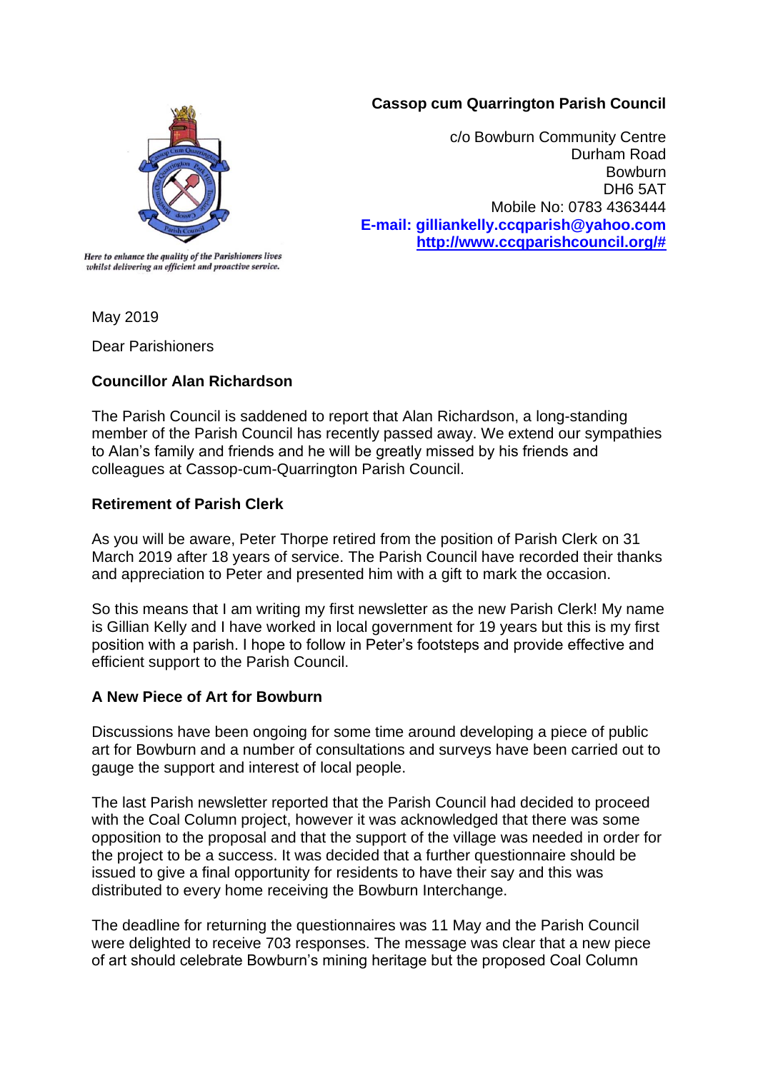**Cassop cum Quarrington Parish Council**

c/o Bowburn Community Centre
Durham Road
Bowburn
DH6 5AT
Mobile No: 0783 4363444
**E-mail: gilliankelly.ccqparish@yahoo.com**
**http://www.ccqparishcouncil.org/#**

*Here to enhance the quality of the Parishioners lives whilst delivering an efficient and proactive service.*

May 2019

Dear Parishioners

**Councillor Alan Richardson**

The Parish Council is saddened to report that Alan Richardson, a long-standing member of the Parish Council has recently passed away. We extend our sympathies to Alan's family and friends and he will be greatly missed by his friends and colleagues at Cassop-cum-Quarrington Parish Council.

**Retirement of Parish Clerk**

As you will be aware, Peter Thorpe retired from the position of Parish Clerk on 31 March 2019 after 18 years of service. The Parish Council have recorded their thanks and appreciation to Peter and presented him with a gift to mark the occasion.

So this means that I am writing my first newsletter as the new Parish Clerk! My name is Gillian Kelly and I have worked in local government for 19 years but this is my first position with a parish. I hope to follow in Peter's footsteps and provide effective and efficient support to the Parish Council.

**A New Piece of Art for Bowburn**

Discussions have been ongoing for some time around developing a piece of public art for Bowburn and a number of consultations and surveys have been carried out to gauge the support and interest of local people.

The last Parish newsletter reported that the Parish Council had decided to proceed with the Coal Column project, however it was acknowledged that there was some opposition to the proposal and that the support of the village was needed in order for the project to be a success. It was decided that a further questionnaire should be issued to give a final opportunity for residents to have their say and this was distributed to every home receiving the Bowburn Interchange.

The deadline for returning the questionnaires was 11 May and the Parish Council were delighted to receive 703 responses. The message was clear that a new piece of art should celebrate Bowburn's mining heritage but the proposed Coal Column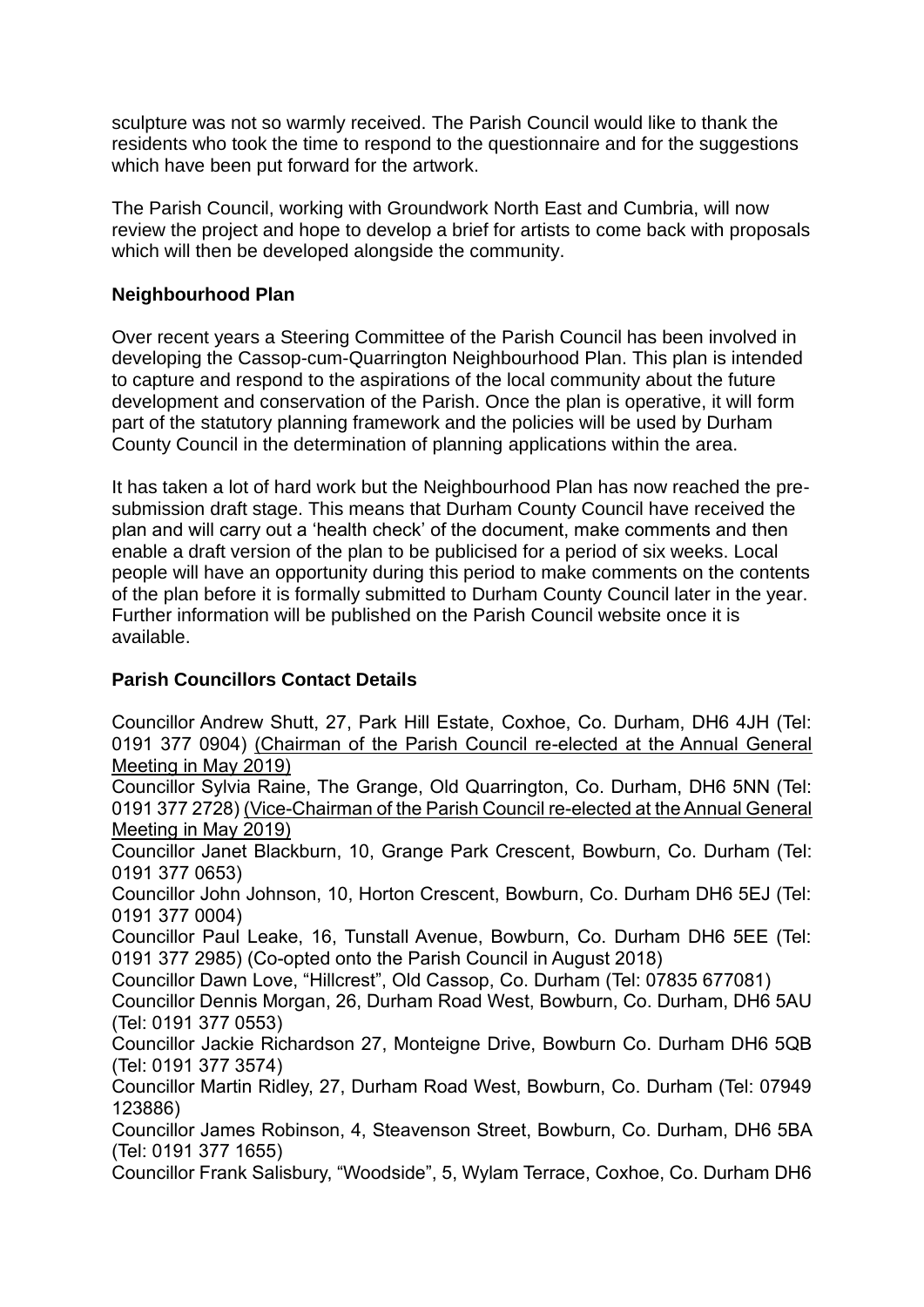sculpture was not so warmly received. The Parish Council would like to thank the residents who took the time to respond to the questionnaire and for the suggestions which have been put forward for the artwork.

The Parish Council, working with Groundwork North East and Cumbria, will now review the project and hope to develop a brief for artists to come back with proposals which will then be developed alongside the community.

**Neighbourhood Plan**

Over recent years a Steering Committee of the Parish Council has been involved in developing the Cassop-cum-Quarrington Neighbourhood Plan. This plan is intended to capture and respond to the aspirations of the local community about the future development and conservation of the Parish. Once the plan is operative, it will form part of the statutory planning framework and the policies will be used by Durham County Council in the determination of planning applications within the area.

It has taken a lot of hard work but the Neighbourhood Plan has now reached the pre-submission draft stage. This means that Durham County Council have received the plan and will carry out a 'health check' of the document, make comments and then enable a draft version of the plan to be publicised for a period of six weeks. Local people will have an opportunity during this period to make comments on the contents of the plan before it is formally submitted to Durham County Council later in the year. Further information will be published on the Parish Council website once it is available.

**Parish Councillors Contact Details**

Councillor Andrew Shutt, 27, Park Hill Estate, Coxhoe, Co. Durham, DH6 4JH (Tel: 0191 377 0904) <u>(Chairman of the Parish Council re-elected at the Annual General Meeting in May 2019)</u>
Councillor Sylvia Raine, The Grange, Old Quarrington, Co. Durham, DH6 5NN (Tel: 0191 377 2728) <u>(Vice-Chairman of the Parish Council re-elected at the Annual General Meeting in May 2019)</u>
Councillor Janet Blackburn, 10, Grange Park Crescent, Bowburn, Co. Durham (Tel: 0191 377 0653)
Councillor John Johnson, 10, Horton Crescent, Bowburn, Co. Durham DH6 5EJ (Tel: 0191 377 0004)
Councillor Paul Leake, 16, Tunstall Avenue, Bowburn, Co. Durham DH6 5EE (Tel: 0191 377 2985) (Co-opted onto the Parish Council in August 2018)
Councillor Dawn Love, "Hillcrest", Old Cassop, Co. Durham (Tel: 07835 677081)
Councillor Dennis Morgan, 26, Durham Road West, Bowburn, Co. Durham, DH6 5AU (Tel: 0191 377 0553)
Councillor Jackie Richardson 27, Monteigne Drive, Bowburn Co. Durham DH6 5QB (Tel: 0191 377 3574)
Councillor Martin Ridley, 27, Durham Road West, Bowburn, Co. Durham (Tel: 07949 123886)
Councillor James Robinson, 4, Steavenson Street, Bowburn, Co. Durham, DH6 5BA (Tel: 0191 377 1655)
Councillor Frank Salisbury, "Woodside", 5, Wylam Terrace, Coxhoe, Co. Durham DH6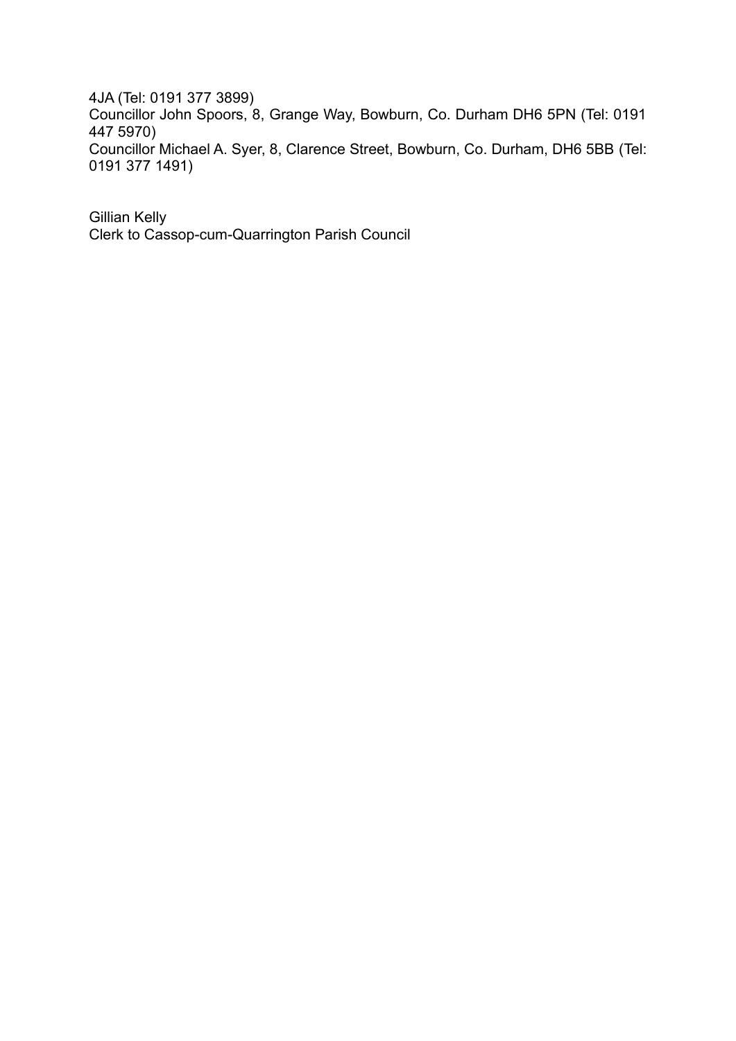4JA (Tel: 0191 377 3899)
Councillor John Spoors, 8, Grange Way, Bowburn, Co. Durham DH6 5PN (Tel: 0191 447 5970)
Councillor Michael A. Syer, 8, Clarence Street, Bowburn, Co. Durham, DH6 5BB (Tel: 0191 377 1491)

Gillian Kelly
Clerk to Cassop-cum-Quarrington Parish Council